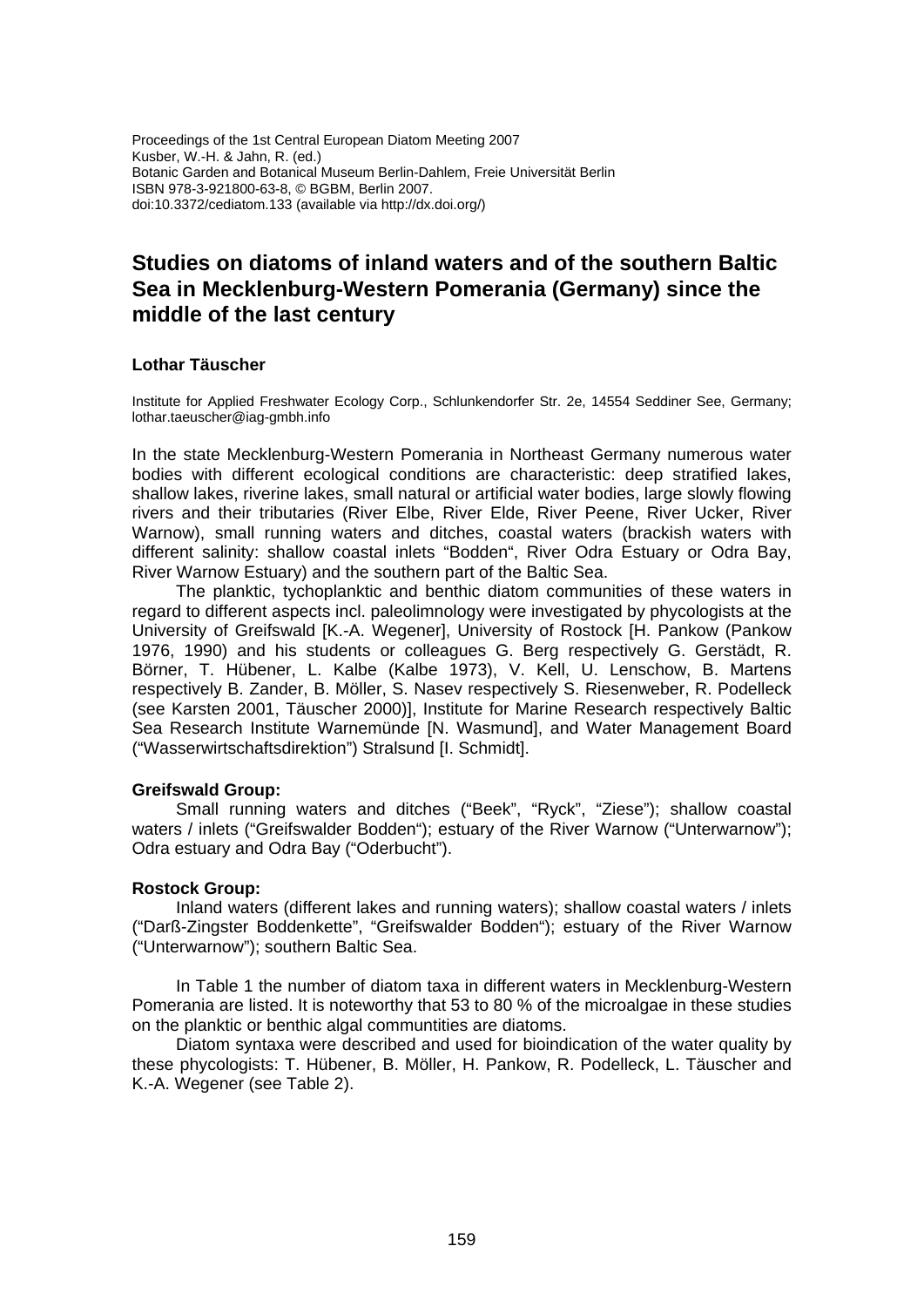Proceedings of the 1st Central European Diatom Meeting 2007
Kusber, W.-H. & Jahn, R. (ed.)
Botanic Garden and Botanical Museum Berlin-Dahlem, Freie Universität Berlin
ISBN 978-3-921800-63-8, © BGBM, Berlin 2007.
doi:10.3372/cediatom.133 (available via http://dx.doi.org/)

# Studies on diatoms of inland waters and of the southern Baltic Sea in Mecklenburg-Western Pomerania (Germany) since the middle of the last century

**Lothar Täuscher**

Institute for Applied Freshwater Ecology Corp., Schlunkendorfer Str. 2e, 14554 Seddiner See, Germany; lothar.taeuscher@iag-gmbh.info

In the state Mecklenburg-Western Pomerania in Northeast Germany numerous water bodies with different ecological conditions are characteristic: deep stratified lakes, shallow lakes, riverine lakes, small natural or artificial water bodies, large slowly flowing rivers and their tributaries (River Elbe, River Elde, River Peene, River Ucker, River Warnow), small running waters and ditches, coastal waters (brackish waters with different salinity: shallow coastal inlets "Bodden", River Odra Estuary or Odra Bay, River Warnow Estuary) and the southern part of the Baltic Sea.

The planktic, tychoplanktic and benthic diatom communities of these waters in regard to different aspects incl. paleolimnology were investigated by phycologists at the University of Greifswald [K.-A. Wegener], University of Rostock [H. Pankow (Pankow 1976, 1990) and his students or colleagues G. Berg respectively G. Gerstädt, R. Börner, T. Hübener, L. Kalbe (Kalbe 1973), V. Kell, U. Lenschow, B. Martens respectively B. Zander, B. Möller, S. Nasev respectively S. Riesenweber, R. Podelleck (see Karsten 2001, Täuscher 2000)], Institute for Marine Research respectively Baltic Sea Research Institute Warnemünde [N. Wasmund], and Water Management Board ("Wasserwirtschaftsdirektion") Stralsund [I. Schmidt].

**Greifswald Group:**

Small running waters and ditches ("Beek", "Ryck", "Ziese"); shallow coastal waters / inlets ("Greifswalder Bodden"); estuary of the River Warnow ("Unterwarnow"); Odra estuary and Odra Bay ("Oderbucht").

**Rostock Group:**

Inland waters (different lakes and running waters); shallow coastal waters / inlets ("Darß-Zingster Boddenkette", "Greifswalder Bodden"); estuary of the River Warnow ("Unterwarnow"); southern Baltic Sea.

In Table 1 the number of diatom taxa in different waters in Mecklenburg-Western Pomerania are listed. It is noteworthy that 53 to 80 % of the microalgae in these studies on the planktic or benthic algal communtities are diatoms.

Diatom syntaxa were described and used for bioindication of the water quality by these phycologists: T. Hübener, B. Möller, H. Pankow, R. Podelleck, L. Täuscher and K.-A. Wegener (see Table 2).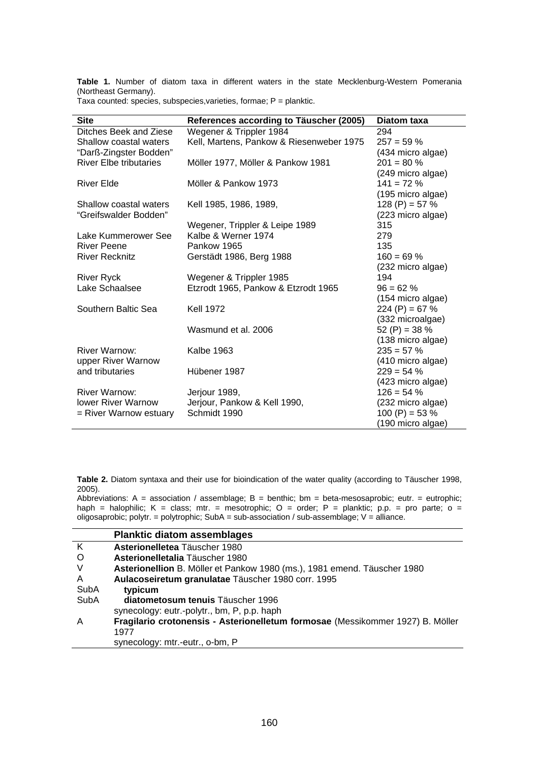**Table 1.** Number of diatom taxa in different waters in the state Mecklenburg-Western Pomerania (Northeast Germany).
Taxa counted: species, subspecies,varieties, formae; P = planktic.

| Site | References according to Täuscher (2005) | Diatom taxa |
|---|---|---|
| Ditches Beek and Ziese | Wegener & Trippler 1984 | 294 |
| Shallow coastal waters "Darß-Zingster Bodden" | Kell, Martens, Pankow & Riesenweber 1975 | 257 = 59 % (434 micro algae) |
| River Elbe tributaries | Möller 1977, Möller & Pankow 1981 | 201 = 80 % (249 micro algae) |
| River Elde | Möller & Pankow 1973 | 141 = 72 % (195 micro algae) |
| Shallow coastal waters "Greifswalder Bodden" | Kell 1985, 1986, 1989, | 128 (P) = 57 % (223 micro algae) |
| | Wegener, Trippler & Leipe 1989 | 315 |
| Lake Kummerower See | Kalbe & Werner 1974 | 279 |
| River Peene | Pankow 1965 | 135 |
| River Recknitz | Gerstädt 1986, Berg 1988 | 160 = 69 % (232 micro algae) |
| River Ryck | Wegener & Trippler 1985 | 194 |
| Lake Schaalsee | Etzrodt 1965, Pankow & Etzrodt 1965 | 96 = 62 % (154 micro algae) |
| Southern Baltic Sea | Kell 1972 | 224 (P) = 67 % (332 microalgae) |
| | Wasmund et al. 2006 | 52 (P) = 38 % (138 micro algae) |
| River Warnow: upper River Warnow | Kalbe 1963 | 235 = 57 % (410 micro algae) |
| and tributaries | Hübener 1987 | 229 = 54 % (423 micro algae) |
| River Warnow: lower River Warnow = River Warnow estuary | Jerjour 1989, Jerjour, Pankow & Kell 1990, Schmidt 1990 | 126 = 54 % (232 micro algae) 100 (P) = 53 % (190 micro algae) |

**Table 2.** Diatom syntaxa and their use for bioindication of the water quality (according to Täuscher 1998, 2005).
Abbreviations: A = association / assemblage; B = benthic; bm = beta-mesosaprobic; eutr. = eutrophic; haph = halophilic; K = class; mtr. = mesotrophic; O = order; P = planktic; p.p. = pro parte; o = oligosaprobic; polytr. = polytrophic; SubA = sub-association / sub-assemblage; V = alliance.

| | Planktic diatom assemblages |
|---|---|
| K | **Asterionelletea** Täuscher 1980 |
| O | **Asterionelletalia** Täuscher 1980 |
| V | **Asterionellion** B. Möller et Pankow 1980 (ms.), 1981 emend. Täuscher 1980 |
| A | **Aulacoseiretum granulatae** Täuscher 1980 corr. 1995 |
| SubA | **typicum** |
| SubA | **diatometosum tenuis** Täuscher 1996 |
| | synecology: eutr.-polytr., bm, P, p.p. haph |
| A | **Fragilario crotonensis - Asterionelletum formosae** (Messikommer 1927) B. Möller 1977 |
| | synecology: mtr.-eutr., o-bm, P |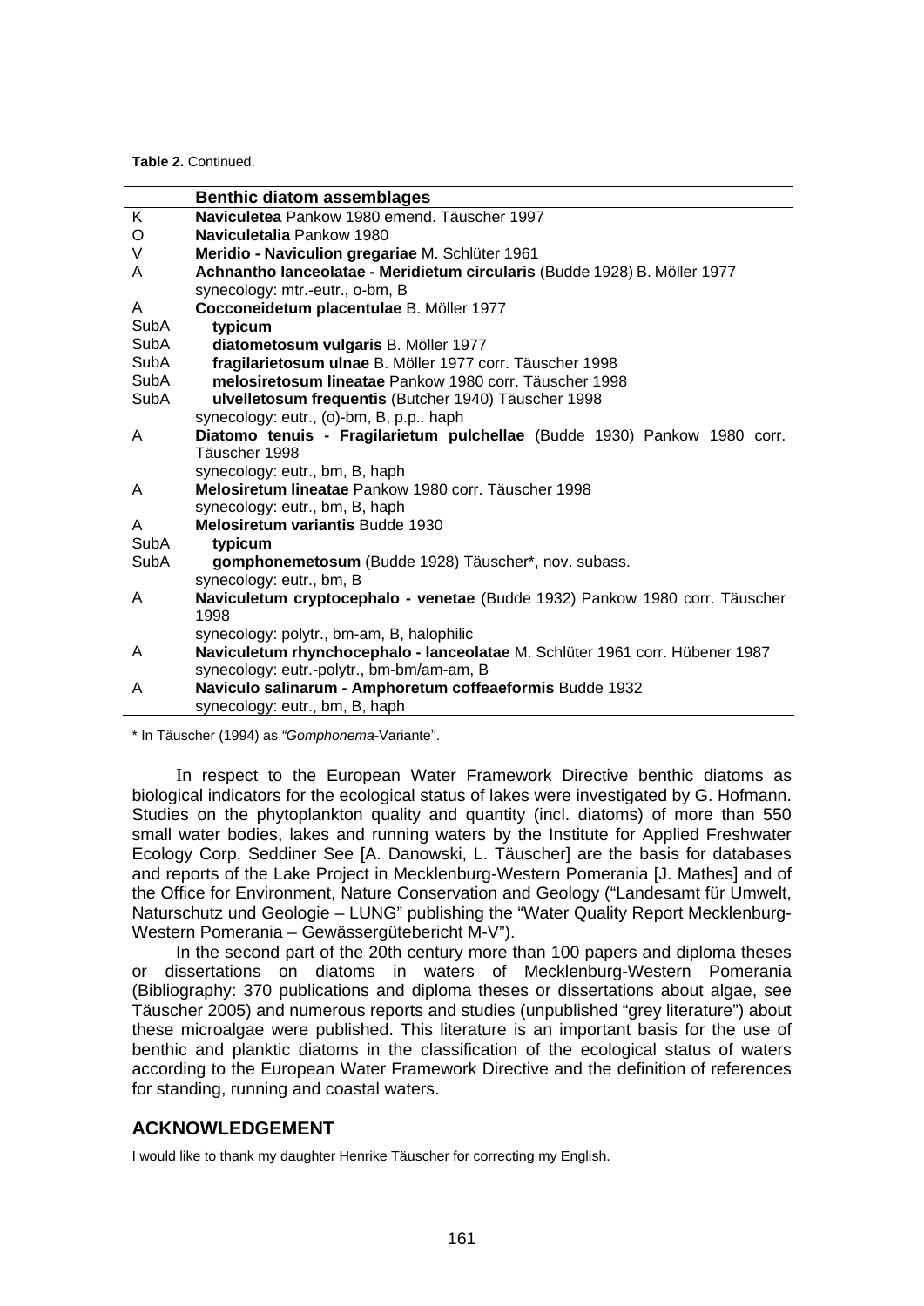**Table 2.** Continued.

| | **Benthic diatom assemblages** |
|---|---|
| K | **Naviculetea** Pankow 1980 emend. Täuscher 1997 |
| O | **Naviculetalia** Pankow 1980 |
| V | **Meridio - Navicullion gregariae** M. Schlüter 1961 |
| A | **Achnantho lanceolatae - Meridietum circularis** (Budde 1928) B. Möller 1977 |
| | synecology: mtr.-eutr., o-bm, B |
| A | **Cocconeidetum placentulae** B. Möller 1977 |
| SubA | **typicum** |
| SubA | **diatometosum vulgaris** B. Möller 1977 |
| SubA | **fragilarietosum ulnae** B. Möller 1977 corr. Täuscher 1998 |
| SubA | **melosiretosum lineatae** Pankow 1980 corr. Täuscher 1998 |
| SubA | **ulvelletosum frequentis** (Butcher 1940) Täuscher 1998 |
| | synecology: eutr., (o)-bm, B, p.p.. haph |
| A | **Diatomo tenuis - Fragilarietum pulchellae** (Budde 1930) Pankow 1980 corr. Täuscher 1998 |
| | synecology: eutr., bm, B, haph |
| A | **Melosiretum lineatae** Pankow 1980 corr. Täuscher 1998 |
| | synecology: eutr., bm, B, haph |
| A | **Melosiretum variantis** Budde 1930 |
| SubA | **typicum** |
| SubA | **gomphonemetosum** (Budde 1928) Täuscher*, nov. subass. |
| | synecology: eutr., bm, B |
| A | **Naviculetum cryptocephalo - venetae** (Budde 1932) Pankow 1980 corr. Täuscher 1998 |
| | synecology: polytr., bm-am, B, halophilic |
| A | **Naviculetum rhynchocephalo - lanceolatae** M. Schlüter 1961 corr. Hübener 1987 |
| | synecology: eutr.-polytr., bm-bm/am-am, B |
| A | **Naviculo salinarum - Amphoretum coffeaeformis** Budde 1932 |
| | synecology: eutr., bm, B, haph |

* In Täuscher (1994) as *"Gomphonema*-Variante".

In respect to the European Water Framework Directive benthic diatoms as biological indicators for the ecological status of lakes were investigated by G. Hofmann. Studies on the phytoplankton quality and quantity (incl. diatoms) of more than 550 small water bodies, lakes and running waters by the Institute for Applied Freshwater Ecology Corp. Seddiner See [A. Danowski, L. Täuscher] are the basis for databases and reports of the Lake Project in Mecklenburg-Western Pomerania [J. Mathes] and of the Office for Environment, Nature Conservation and Geology ("Landesamt für Umwelt, Naturschutz und Geologie – LUNG" publishing the "Water Quality Report Mecklenburg-Western Pomerania – Gewässergütebericht M-V").

In the second part of the 20th century more than 100 papers and diploma theses or dissertations on diatoms in waters of Mecklenburg-Western Pomerania (Bibliography: 370 publications and diploma theses or dissertations about algae, see Täuscher 2005) and numerous reports and studies (unpublished "grey literature") about these microalgae were published. This literature is an important basis for the use of benthic and planktic diatoms in the classification of the ecological status of waters according to the European Water Framework Directive and the definition of references for standing, running and coastal waters.

## ACKNOWLEDGEMENT

I would like to thank my daughter Henrike Täuscher for correcting my English.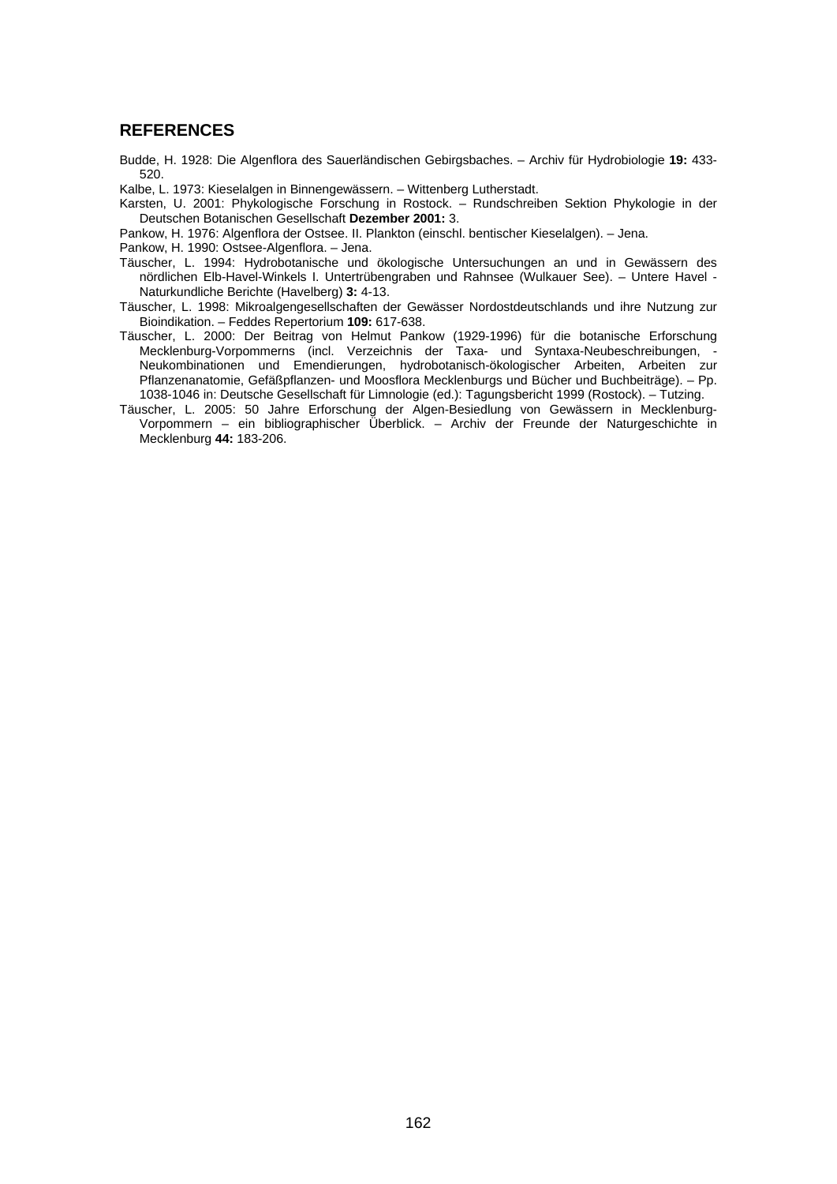## REFERENCES

Budde, H. 1928: Die Algenflora des Sauerländischen Gebirgsbaches. – Archiv für Hydrobiologie **19:** 433-520.

Kalbe, L. 1973: Kieselalgen in Binnengewässern. – Wittenberg Lutherstadt.

Karsten, U. 2001: Phykologische Forschung in Rostock. – Rundschreiben Sektion Phykologie in der Deutschen Botanischen Gesellschaft **Dezember 2001:** 3.

Pankow, H. 1976: Algenflora der Ostsee. II. Plankton (einschl. bentischer Kieselalgen). – Jena.

Pankow, H. 1990: Ostsee-Algenflora. – Jena.

Täuscher, L. 1994: Hydrobotanische und ökologische Untersuchungen an und in Gewässern des nördlichen Elb-Havel-Winkels I. Untertrübengraben und Rahnsee (Wulkauer See). – Untere Havel - Naturkundliche Berichte (Havelberg) **3:** 4-13.

Täuscher, L. 1998: Mikroalgengesellschaften der Gewässer Nordostdeutschlands und ihre Nutzung zur Bioindikation. – Feddes Repertorium **109:** 617-638.

Täuscher, L. 2000: Der Beitrag von Helmut Pankow (1929-1996) für die botanische Erforschung Mecklenburg-Vorpommerns (incl. Verzeichnis der Taxa- und Syntaxa-Neubeschreibungen, -Neukombinationen und Emendierungen, hydrobotanisch-ökologischer Arbeiten, Arbeiten zur Pflanzenanatomie, Gefäßpflanzen- und Moosflora Mecklenburgs und Bücher und Buchbeiträge). – Pp. 1038-1046 in: Deutsche Gesellschaft für Limnologie (ed.): Tagungsbericht 1999 (Rostock). – Tutzing.

Täuscher, L. 2005: 50 Jahre Erforschung der Algen-Besiedlung von Gewässern in Mecklenburg-Vorpommern – ein bibliographischer Überblick. – Archiv der Freunde der Naturgeschichte in Mecklenburg **44:** 183-206.